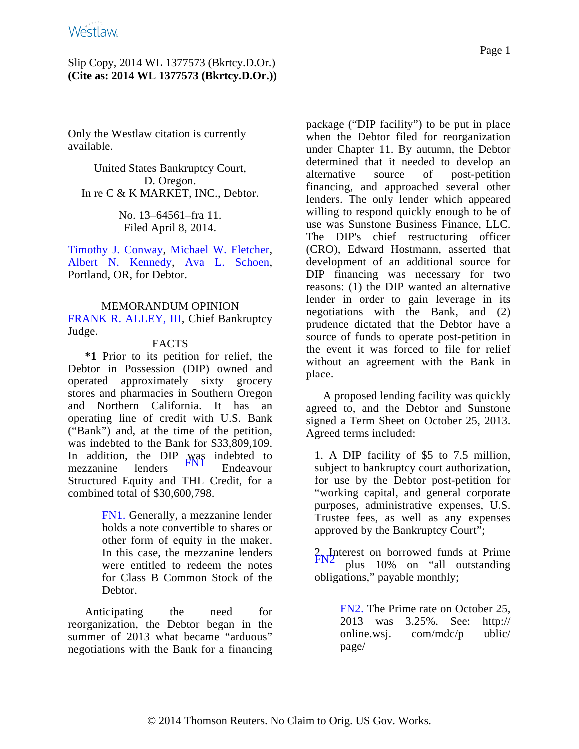Slip Copy, 2014 WL 1377573 (Bkrtcy.D.Or.)
**(Cite as: 2014 WL 1377573 (Bkrtcy.D.Or.))**

Only the Westlaw citation is currently available.

United States Bankruptcy Court,
D. Oregon.
In re C & K MARKET, INC., Debtor.

No. 13–64561–fra 11.
Filed April 8, 2014.

Timothy J. Conway, Michael W. Fletcher, Albert N. Kennedy, Ava L. Schoen, Portland, OR, for Debtor.

MEMORANDUM OPINION
FRANK R. ALLEY, III, Chief Bankruptcy Judge.

FACTS

**\*1** Prior to its petition for relief, the Debtor in Possession (DIP) owned and operated approximately sixty grocery stores and pharmacies in Southern Oregon and Northern California. It has an operating line of credit with U.S. Bank ("Bank") and, at the time of the petition, was indebted to the Bank for $33,809,109. In addition, the DIP was indebted to mezzanine lenders[FN1] Endeavour Structured Equity and THL Credit, for a combined total of $30,600,798.

> FN1. Generally, a mezzanine lender holds a note convertible to shares or other form of equity in the maker. In this case, the mezzanine lenders were entitled to redeem the notes for Class B Common Stock of the Debtor.

Anticipating the need for reorganization, the Debtor began in the summer of 2013 what became "arduous" negotiations with the Bank for a financing package ("DIP facility") to be put in place when the Debtor filed for reorganization under Chapter 11. By autumn, the Debtor determined that it needed to develop an alternative source of post-petition financing, and approached several other lenders. The only lender which appeared willing to respond quickly enough to be of use was Sunstone Business Finance, LLC. The DIP's chief restructuring officer (CRO), Edward Hostmann, asserted that development of an additional source for DIP financing was necessary for two reasons: (1) the DIP wanted an alternative lender in order to gain leverage in its negotiations with the Bank, and (2) prudence dictated that the Debtor have a source of funds to operate post-petition in the event it was forced to file for relief without an agreement with the Bank in place.

A proposed lending facility was quickly agreed to, and the Debtor and Sunstone signed a Term Sheet on October 25, 2013. Agreed terms included:

1. A DIP facility of $5 to 7.5 million, subject to bankruptcy court authorization, for use by the Debtor post-petition for "working capital, and general corporate purposes, administrative expenses, U.S. Trustee fees, as well as any expenses approved by the Bankruptcy Court";

2. Interest on borrowed funds at Prime[FN2] plus 10% on "all outstanding obligations," payable monthly;

> FN2. The Prime rate on October 25, 2013 was 3.25%. See: http:// online.wsj. com/mdc/p ublic/ page/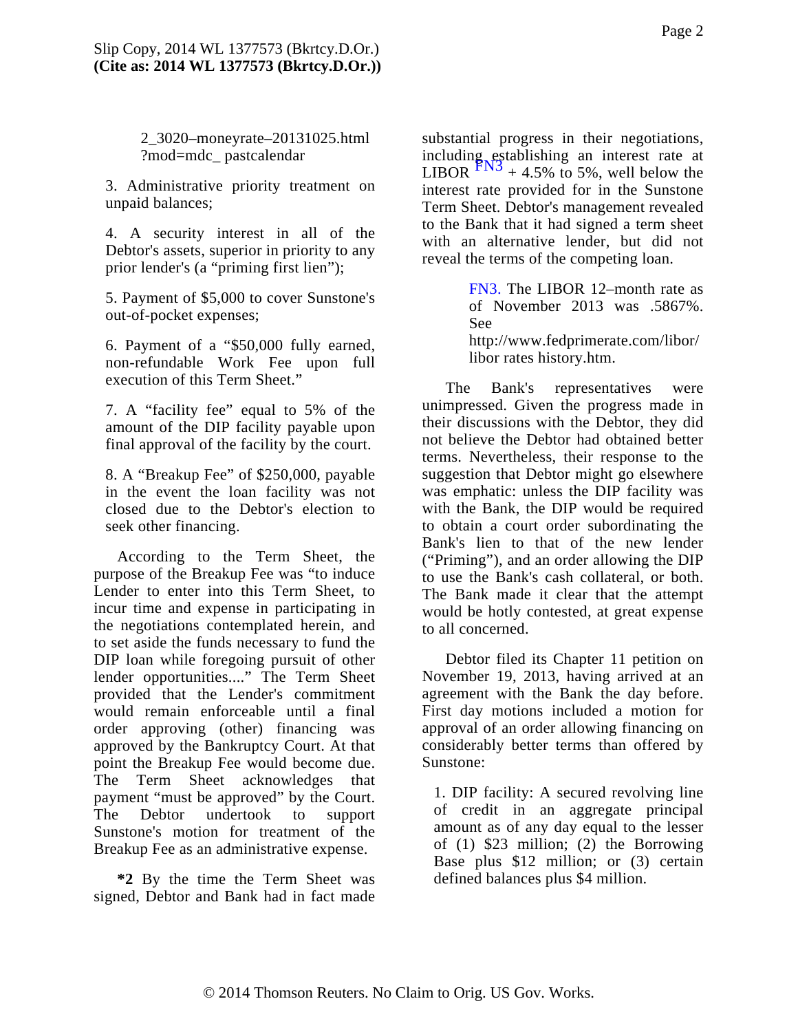2_3020–moneyrate–20131025.html ?mod=mdc_ pastcalendar

3. Administrative priority treatment on unpaid balances;

4. A security interest in all of the Debtor's assets, superior in priority to any prior lender's (a "priming first lien");

5. Payment of $5,000 to cover Sunstone's out-of-pocket expenses;

6. Payment of a "$50,000 fully earned, non-refundable Work Fee upon full execution of this Term Sheet."

7. A "facility fee" equal to 5% of the amount of the DIP facility payable upon final approval of the facility by the court.

8. A "Breakup Fee" of $250,000, payable in the event the loan facility was not closed due to the Debtor's election to seek other financing.

According to the Term Sheet, the purpose of the Breakup Fee was "to induce Lender to enter into this Term Sheet, to incur time and expense in participating in the negotiations contemplated herein, and to set aside the funds necessary to fund the DIP loan while foregoing pursuit of other lender opportunities...." The Term Sheet provided that the Lender's commitment would remain enforceable until a final order approving (other) financing was approved by the Bankruptcy Court. At that point the Breakup Fee would become due. The Term Sheet acknowledges that payment "must be approved" by the Court. The Debtor undertook to support Sunstone's motion for treatment of the Breakup Fee as an administrative expense.

**\*2** By the time the Term Sheet was signed, Debtor and Bank had in fact made substantial progress in their negotiations, including establishing an interest rate at LIBOR [FN3] + 4.5% to 5%, well below the interest rate provided for in the Sunstone Term Sheet. Debtor's management revealed to the Bank that it had signed a term sheet with an alternative lender, but did not reveal the terms of the competing loan.

> FN3. The LIBOR 12–month rate as of November 2013 was .5867%. See http://www.fedprimerate.com/libor/libor rates history.htm.

The Bank's representatives were unimpressed. Given the progress made in their discussions with the Debtor, they did not believe the Debtor had obtained better terms. Nevertheless, their response to the suggestion that Debtor might go elsewhere was emphatic: unless the DIP facility was with the Bank, the DIP would be required to obtain a court order subordinating the Bank's lien to that of the new lender ("Priming"), and an order allowing the DIP to use the Bank's cash collateral, or both. The Bank made it clear that the attempt would be hotly contested, at great expense to all concerned.

Debtor filed its Chapter 11 petition on November 19, 2013, having arrived at an agreement with the Bank the day before. First day motions included a motion for approval of an order allowing financing on considerably better terms than offered by Sunstone:

1. DIP facility: A secured revolving line of credit in an aggregate principal amount as of any day equal to the lesser of (1) $23 million; (2) the Borrowing Base plus $12 million; or (3) certain defined balances plus $4 million.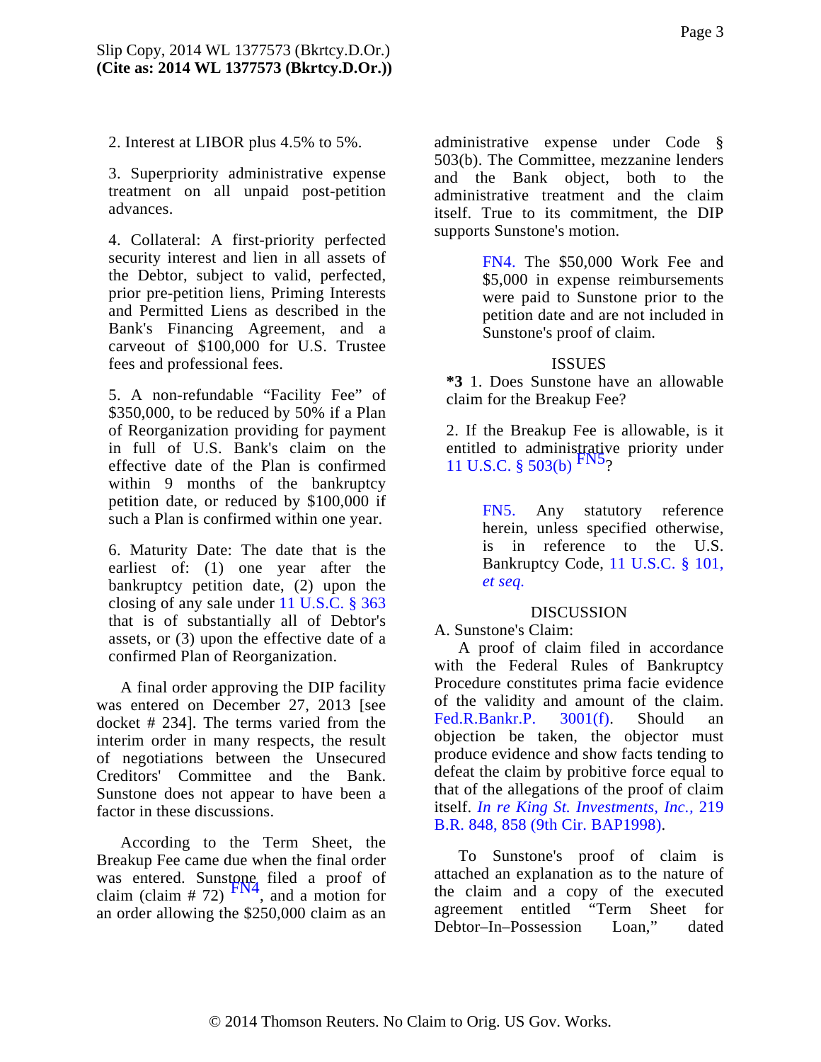2. Interest at LIBOR plus 4.5% to 5%.

3. Superpriority administrative expense treatment on all unpaid post-petition advances.

4. Collateral: A first-priority perfected security interest and lien in all assets of the Debtor, subject to valid, perfected, prior pre-petition liens, Priming Interests and Permitted Liens as described in the Bank's Financing Agreement, and a carveout of $100,000 for U.S. Trustee fees and professional fees.

5. A non-refundable "Facility Fee" of $350,000, to be reduced by 50% if a Plan of Reorganization providing for payment in full of U.S. Bank's claim on the effective date of the Plan is confirmed within 9 months of the bankruptcy petition date, or reduced by $100,000 if such a Plan is confirmed within one year.

6. Maturity Date: The date that is the earliest of: (1) one year after the bankruptcy petition date, (2) upon the closing of any sale under 11 U.S.C. § 363 that is of substantially all of Debtor's assets, or (3) upon the effective date of a confirmed Plan of Reorganization.

A final order approving the DIP facility was entered on December 27, 2013 [see docket # 234]. The terms varied from the interim order in many respects, the result of negotiations between the Unsecured Creditors' Committee and the Bank. Sunstone does not appear to have been a factor in these discussions.

According to the Term Sheet, the Breakup Fee came due when the final order was entered. Sunstone filed a proof of claim (claim # 72) [FN4], and a motion for an order allowing the $250,000 claim as an administrative expense under Code § 503(b). The Committee, mezzanine lenders and the Bank object, both to the administrative treatment and the claim itself. True to its commitment, the DIP supports Sunstone's motion.

> FN4. The $50,000 Work Fee and $5,000 in expense reimbursements were paid to Sunstone prior to the petition date and are not included in Sunstone's proof of claim.

ISSUES

**\*3** 1. Does Sunstone have an allowable claim for the Breakup Fee?

2. If the Breakup Fee is allowable, is it entitled to administrative priority under 11 U.S.C. § 503(b) [FN5]?

> FN5. Any statutory reference herein, unless specified otherwise, is in reference to the U.S. Bankruptcy Code, 11 U.S.C. § 101, *et seq.*

DISCUSSION

A. Sunstone's Claim:

A proof of claim filed in accordance with the Federal Rules of Bankruptcy Procedure constitutes prima facie evidence of the validity and amount of the claim. Fed.R.Bankr.P. 3001(f). Should an objection be taken, the objector must produce evidence and show facts tending to defeat the claim by probitive force equal to that of the allegations of the proof of claim itself. *In re King St. Investments, Inc.*, 219 B.R. 848, 858 (9th Cir. BAP1998).

To Sunstone's proof of claim is attached an explanation as to the nature of the claim and a copy of the executed agreement entitled "Term Sheet for Debtor–In–Possession Loan," dated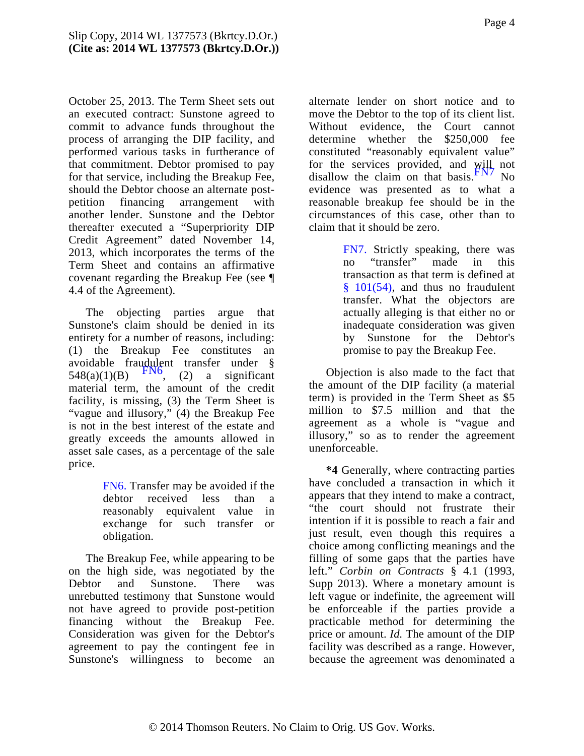October 25, 2013. The Term Sheet sets out an executed contract: Sunstone agreed to commit to advance funds throughout the process of arranging the DIP facility, and performed various tasks in furtherance of that commitment. Debtor promised to pay for that service, including the Breakup Fee, should the Debtor choose an alternate post-petition financing arrangement with another lender. Sunstone and the Debtor thereafter executed a "Superpriority DIP Credit Agreement" dated November 14, 2013, which incorporates the terms of the Term Sheet and contains an affirmative covenant regarding the Breakup Fee (see ¶ 4.4 of the Agreement).

The objecting parties argue that Sunstone's claim should be denied in its entirety for a number of reasons, including: (1) the Breakup Fee constitutes an avoidable fraudulent transfer under § 548(a)(1)(B) [FN6], (2) a significant material term, the amount of the credit facility, is missing, (3) the Term Sheet is "vague and illusory," (4) the Breakup Fee is not in the best interest of the estate and greatly exceeds the amounts allowed in asset sale cases, as a percentage of the sale price.

> FN6. Transfer may be avoided if the debtor received less than a reasonably equivalent value in exchange for such transfer or obligation.

The Breakup Fee, while appearing to be on the high side, was negotiated by the Debtor and Sunstone. There was unrebutted testimony that Sunstone would not have agreed to provide post-petition financing without the Breakup Fee. Consideration was given for the Debtor's agreement to pay the contingent fee in Sunstone's willingness to become an alternate lender on short notice and to move the Debtor to the top of its client list. Without evidence, the Court cannot determine whether the $250,000 fee constituted "reasonably equivalent value" for the services provided, and will not disallow the claim on that basis.[FN7] No evidence was presented as to what a reasonable breakup fee should be in the circumstances of this case, other than to claim that it should be zero.

> FN7. Strictly speaking, there was no "transfer" made in this transaction as that term is defined at § 101(54), and thus no fraudulent transfer. What the objectors are actually alleging is that either no or inadequate consideration was given by Sunstone for the Debtor's promise to pay the Breakup Fee.

Objection is also made to the fact that the amount of the DIP facility (a material term) is provided in the Term Sheet as $5 million to $7.5 million and that the agreement as a whole is "vague and illusory," so as to render the agreement unenforceable.

**\*4** Generally, where contracting parties have concluded a transaction in which it appears that they intend to make a contract, "the court should not frustrate their intention if it is possible to reach a fair and just result, even though this requires a choice among conflicting meanings and the filling of some gaps that the parties have left." *Corbin on Contracts* § 4.1 (1993, Supp 2013). Where a monetary amount is left vague or indefinite, the agreement will be enforceable if the parties provide a practicable method for determining the price or amount. *Id.* The amount of the DIP facility was described as a range. However, because the agreement was denominated a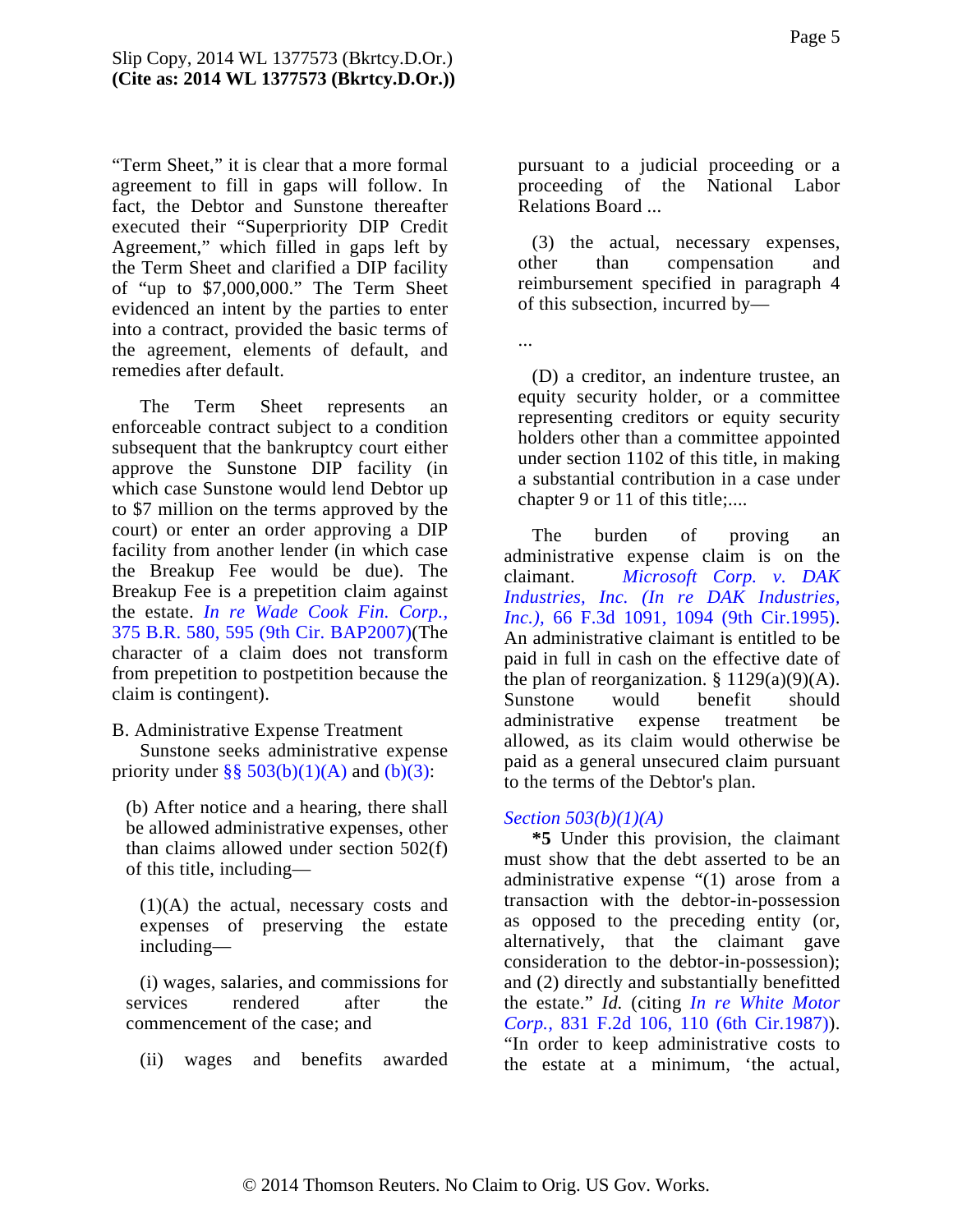"Term Sheet," it is clear that a more formal agreement to fill in gaps will follow. In fact, the Debtor and Sunstone thereafter executed their "Superpriority DIP Credit Agreement," which filled in gaps left by the Term Sheet and clarified a DIP facility of "up to $7,000,000." The Term Sheet evidenced an intent by the parties to enter into a contract, provided the basic terms of the agreement, elements of default, and remedies after default.

The Term Sheet represents an enforceable contract subject to a condition subsequent that the bankruptcy court either approve the Sunstone DIP facility (in which case Sunstone would lend Debtor up to $7 million on the terms approved by the court) or enter an order approving a DIP facility from another lender (in which case the Breakup Fee would be due). The Breakup Fee is a prepetition claim against the estate. *In re Wade Cook Fin. Corp.,* 375 B.R. 580, 595 (9th Cir. BAP2007)(The character of a claim does not transform from prepetition to postpetition because the claim is contingent).

B. Administrative Expense Treatment

Sunstone seeks administrative expense priority under §§ 503(b)(1)(A) and (b)(3):

> (b) After notice and a hearing, there shall be allowed administrative expenses, other than claims allowed under section 502(f) of this title, including—
>
> (1)(A) the actual, necessary costs and expenses of preserving the estate including—
>
> (i) wages, salaries, and commissions for services rendered after the commencement of the case; and
>
> (ii) wages and benefits awarded pursuant to a judicial proceeding or a proceeding of the National Labor Relations Board ...
>
> (3) the actual, necessary expenses, other than compensation and reimbursement specified in paragraph 4 of this subsection, incurred by—
>
> ...
>
> (D) a creditor, an indenture trustee, an equity security holder, or a committee representing creditors or equity security holders other than a committee appointed under section 1102 of this title, in making a substantial contribution in a case under chapter 9 or 11 of this title;....

The burden of proving an administrative expense claim is on the claimant. *Microsoft Corp. v. DAK Industries, Inc. (In re DAK Industries, Inc.),* 66 F.3d 1091, 1094 (9th Cir.1995). An administrative claimant is entitled to be paid in full in cash on the effective date of the plan of reorganization. § 1129(a)(9)(A). Sunstone would benefit should administrative expense treatment be allowed, as its claim would otherwise be paid as a general unsecured claim pursuant to the terms of the Debtor's plan.

*Section 503(b)(1)(A)*

**\*5** Under this provision, the claimant must show that the debt asserted to be an administrative expense "(1) arose from a transaction with the debtor-in-possession as opposed to the preceding entity (or, alternatively, that the claimant gave consideration to the debtor-in-possession); and (2) directly and substantially benefitted the estate." *Id.* (citing *In re White Motor Corp.,* 831 F.2d 106, 110 (6th Cir.1987)). "In order to keep administrative costs to the estate at a minimum, 'the actual,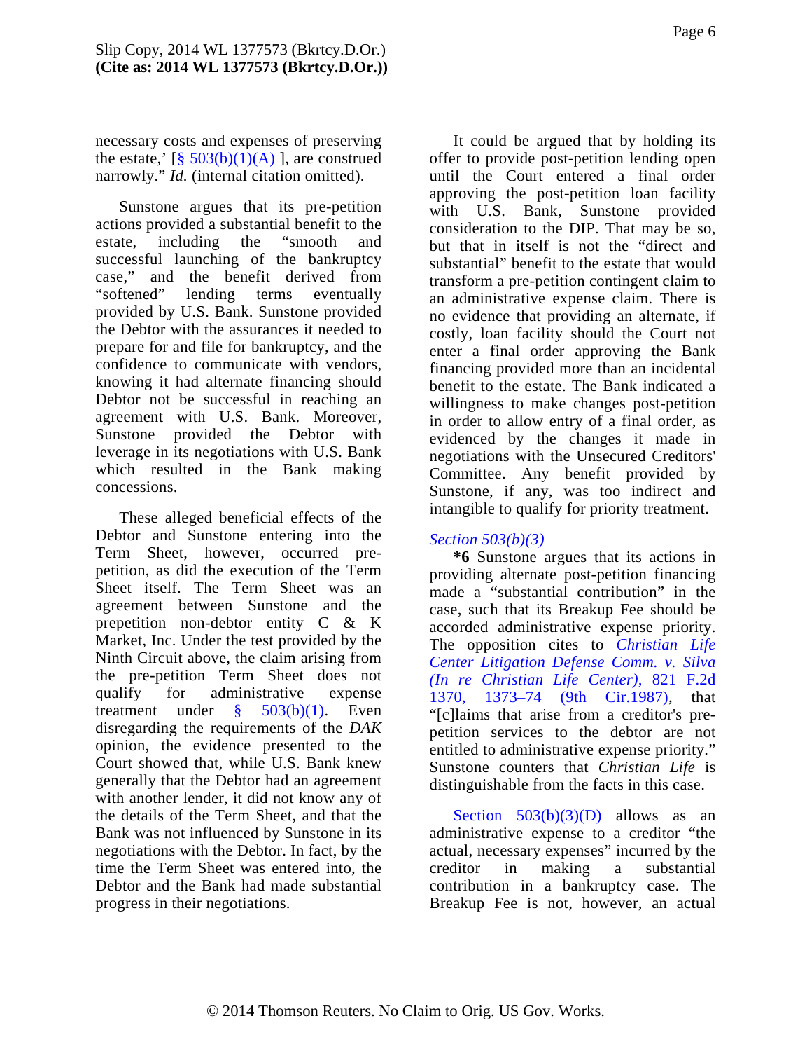necessary costs and expenses of preserving the estate,' [§ 503(b)(1)(A) ], are construed narrowly." *Id.* (internal citation omitted).

Sunstone argues that its pre-petition actions provided a substantial benefit to the estate, including the "smooth and successful launching of the bankruptcy case," and the benefit derived from "softened" lending terms eventually provided by U.S. Bank. Sunstone provided the Debtor with the assurances it needed to prepare for and file for bankruptcy, and the confidence to communicate with vendors, knowing it had alternate financing should Debtor not be successful in reaching an agreement with U.S. Bank. Moreover, Sunstone provided the Debtor with leverage in its negotiations with U.S. Bank which resulted in the Bank making concessions.

These alleged beneficial effects of the Debtor and Sunstone entering into the Term Sheet, however, occurred pre-petition, as did the execution of the Term Sheet itself. The Term Sheet was an agreement between Sunstone and the prepetition non-debtor entity C & K Market, Inc. Under the test provided by the Ninth Circuit above, the claim arising from the pre-petition Term Sheet does not qualify for administrative expense treatment under § 503(b)(1). Even disregarding the requirements of the *DAK* opinion, the evidence presented to the Court showed that, while U.S. Bank knew generally that the Debtor had an agreement with another lender, it did not know any of the details of the Term Sheet, and that the Bank was not influenced by Sunstone in its negotiations with the Debtor. In fact, by the time the Term Sheet was entered into, the Debtor and the Bank had made substantial progress in their negotiations.

It could be argued that by holding its offer to provide post-petition lending open until the Court entered a final order approving the post-petition loan facility with U.S. Bank, Sunstone provided consideration to the DIP. That may be so, but that in itself is not the "direct and substantial" benefit to the estate that would transform a pre-petition contingent claim to an administrative expense claim. There is no evidence that providing an alternate, if costly, loan facility should the Court not enter a final order approving the Bank financing provided more than an incidental benefit to the estate. The Bank indicated a willingness to make changes post-petition in order to allow entry of a final order, as evidenced by the changes it made in negotiations with the Unsecured Creditors' Committee. Any benefit provided by Sunstone, if any, was too indirect and intangible to qualify for priority treatment.

*Section 503(b)(3)*

**\*6** Sunstone argues that its actions in providing alternate post-petition financing made a "substantial contribution" in the case, such that its Breakup Fee should be accorded administrative expense priority. The opposition cites to *Christian Life Center Litigation Defense Comm. v. Silva (In re Christian Life Center),* 821 F.2d 1370, 1373–74 (9th Cir.1987), that "[c]laims that arise from a creditor's pre-petition services to the debtor are not entitled to administrative expense priority." Sunstone counters that *Christian Life* is distinguishable from the facts in this case.

Section 503(b)(3)(D) allows as an administrative expense to a creditor "the actual, necessary expenses" incurred by the creditor in making a substantial contribution in a bankruptcy case. The Breakup Fee is not, however, an actual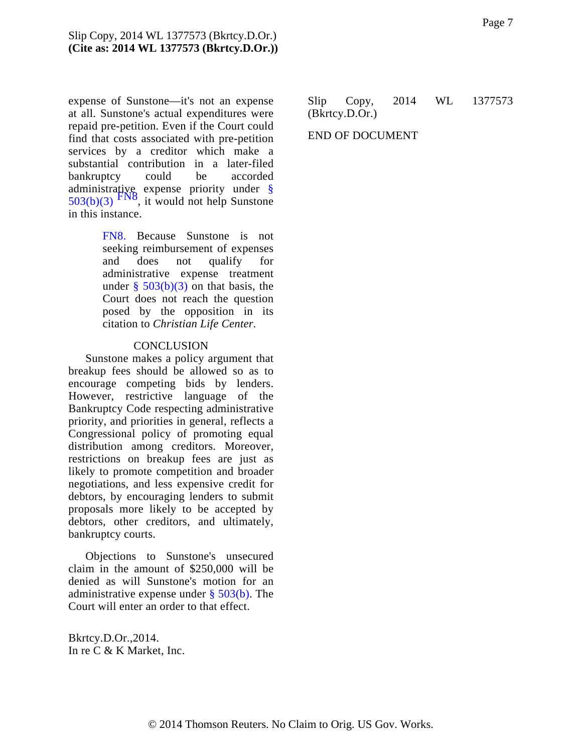expense of Sunstone—it's not an expense at all. Sunstone's actual expenditures were repaid pre-petition. Even if the Court could find that costs associated with pre-petition services by a creditor which make a substantial contribution in a later-filed bankruptcy could be accorded administrative expense priority under § 503(b)(3) [FN8], it would not help Sunstone in this instance.

> FN8. Because Sunstone is not seeking reimbursement of expenses and does not qualify for administrative expense treatment under § 503(b)(3) on that basis, the Court does not reach the question posed by the opposition in its citation to *Christian Life Center.*

## CONCLUSION

Sunstone makes a policy argument that breakup fees should be allowed so as to encourage competing bids by lenders. However, restrictive language of the Bankruptcy Code respecting administrative priority, and priorities in general, reflects a Congressional policy of promoting equal distribution among creditors. Moreover, restrictions on breakup fees are just as likely to promote competition and broader negotiations, and less expensive credit for debtors, by encouraging lenders to submit proposals more likely to be accepted by debtors, other creditors, and ultimately, bankruptcy courts.

Objections to Sunstone's unsecured claim in the amount of $250,000 will be denied as will Sunstone's motion for an administrative expense under § 503(b). The Court will enter an order to that effect.

Bkrtcy.D.Or.,2014.
In re C & K Market, Inc.

Slip Copy, 2014 WL 1377573 (Bkrtcy.D.Or.)

END OF DOCUMENT